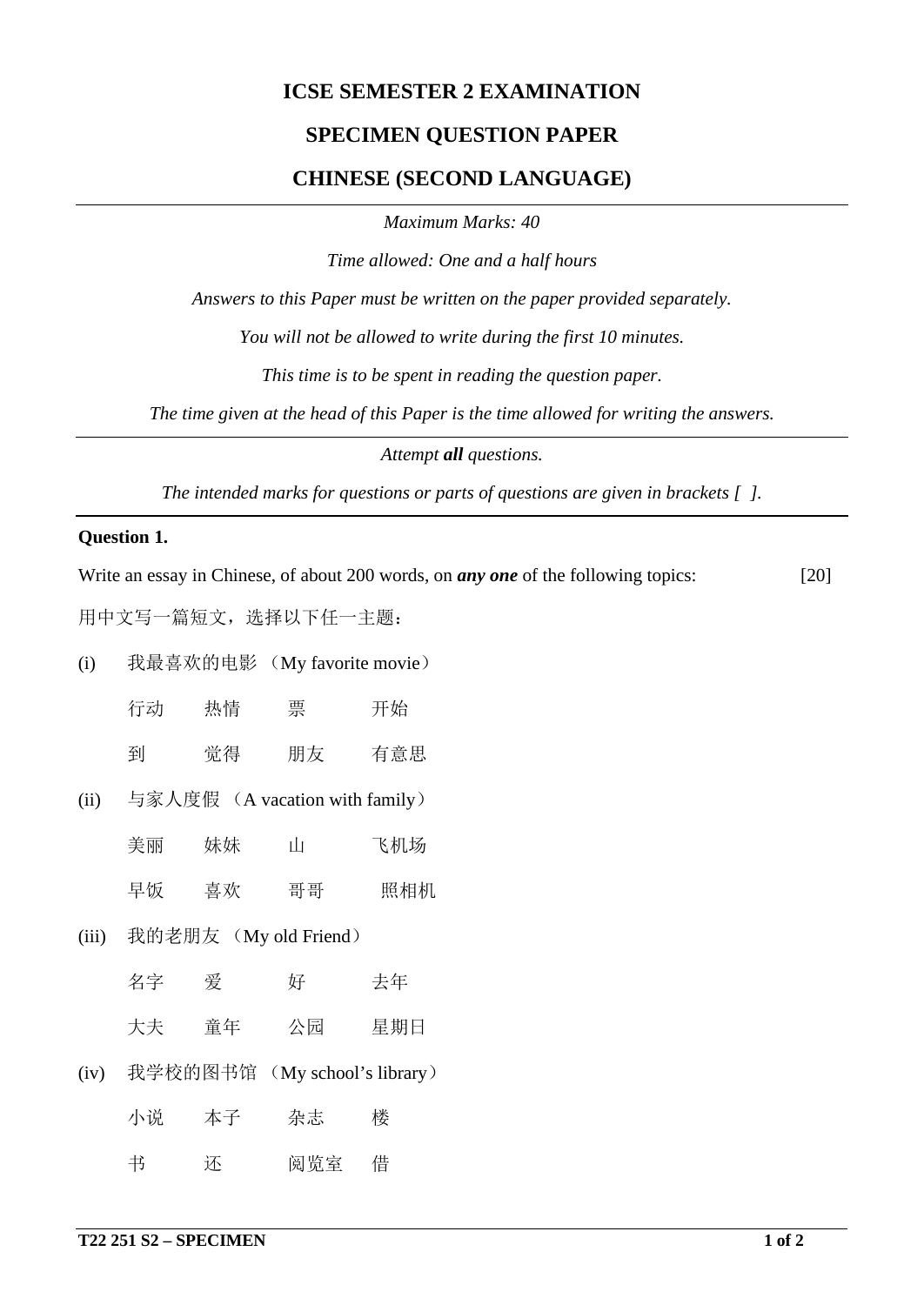# ICSE SEMESTER 2 EXAMINATION

## SPECIMEN QUESTION PAPER

## CHINESE (SECOND LANGUAGE)

*Maximum Marks: 40*

*Time allowed: One and a half hours*

*Answers to this Paper must be written on the paper provided separately.*

*You will not be allowed to write during the first 10 minutes.*

*This time is to be spent in reading the question paper.*

*The time given at the head of this Paper is the time allowed for writing the answers.*

---

*Attempt **all** questions.*

*The intended marks for questions or parts of questions are given in brackets [ ].*

---

**Question 1.**

Write an essay in Chinese, of about 200 words, on ***any one*** of the following topics: [20]

用中文写一篇短文，选择以下任一主题：

(i) 我最喜欢的电影 （My favorite movie）

行动　热情　票　开始

到　觉得　朋友　有意思

(ii) 与家人度假 （A vacation with family）

美丽　妹妹　山　飞机场

早饭　喜欢　哥哥　照相机

(iii) 我的老朋友 （My old Friend）

名字　爱　好　去年

大夫　童年　公园　星期日

(iv) 我学校的图书馆 （My school's library）

小说　本子　杂志　楼

书　还　阅览室　借

T22 251 S2 – SPECIMEN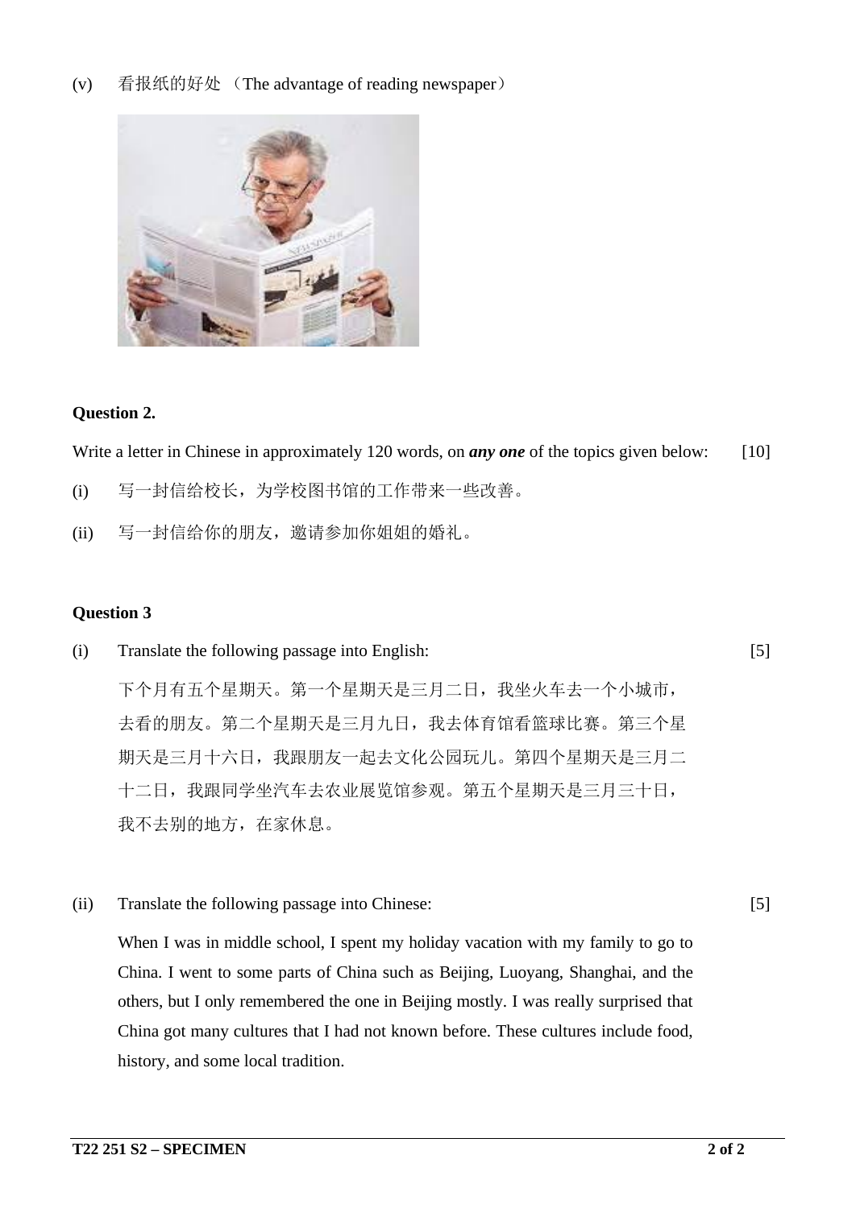(v) 看报纸的好处 （The advantage of reading newspaper）

**Question 2.**

Write a letter in Chinese in approximately 120 words, on ***any one*** of the topics given below: [10]

(i) 写一封信给校长，为学校图书馆的工作带来一些改善。

(ii) 写一封信给你的朋友，邀请参加你姐姐的婚礼。

**Question 3**

(i) Translate the following passage into English: [5]

下个月有五个星期天。第一个星期天是三月二日，我坐火车去一个小城市，去看的朋友。第二个星期天是三月九日，我去体育馆看篮球比赛。第三个星期天是三月十六日，我跟朋友一起去文化公园玩儿。第四个星期天是三月二十二日，我跟同学坐汽车去农业展览馆参观。第五个星期天是三月三十日，我不去别的地方，在家休息。

(ii) Translate the following passage into Chinese: [5]

When I was in middle school, I spent my holiday vacation with my family to go to China. I went to some parts of China such as Beijing, Luoyang, Shanghai, and the others, but I only remembered the one in Beijing mostly. I was really surprised that China got many cultures that I had not known before. These cultures include food, history, and some local tradition.